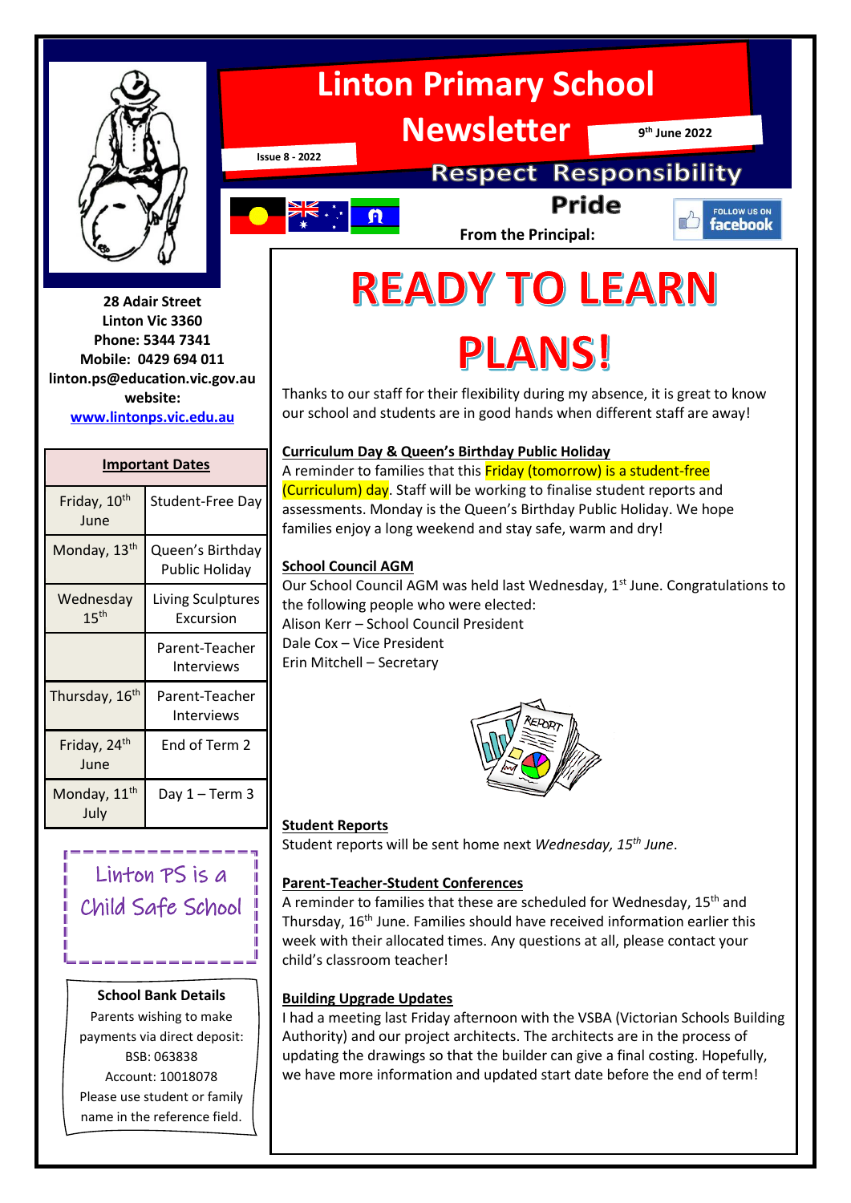# Linton Primary School Newsletter

Issue 8 - 2022

9th June 2022

Respect Responsibility Pride

28 Adair Street
Linton Vic 3360
Phone: 5344 7341
Mobile: 0429 694 011
linton.ps@education.vic.gov.au
website:
www.lintonps.vic.edu.au

| Important Dates | |
|---|---|
| Friday, 10th June | Student-Free Day |
| Monday, 13th | Queen's Birthday Public Holiday |
| Wednesday 15th | Living Sculptures Excursion |
| | Parent-Teacher Interviews |
| Thursday, 16th | Parent-Teacher Interviews |
| Friday, 24th June | End of Term 2 |
| Monday, 11th July | Day 1 – Term 3 |

Linton PS is a Child Safe School

**School Bank Details**
Parents wishing to make payments via direct deposit:
BSB: 063838
Account: 10018078
Please use student or family name in the reference field.

**From the Principal:**

# READY TO LEARN PLANS!

Thanks to our staff for their flexibility during my absence, it is great to know our school and students are in good hands when different staff are away!

**Curriculum Day & Queen's Birthday Public Holiday**

A reminder to families that this Friday (tomorrow) is a student-free (Curriculum) day. Staff will be working to finalise student reports and assessments. Monday is the Queen's Birthday Public Holiday. We hope families enjoy a long weekend and stay safe, warm and dry!

**School Council AGM**

Our School Council AGM was held last Wednesday, 1st June. Congratulations to the following people who were elected:
Alison Kerr – School Council President
Dale Cox – Vice President
Erin Mitchell – Secretary

**Student Reports**

Student reports will be sent home next *Wednesday, 15th June*.

**Parent-Teacher-Student Conferences**

A reminder to families that these are scheduled for Wednesday, 15th and Thursday, 16th June. Families should have received information earlier this week with their allocated times. Any questions at all, please contact your child's classroom teacher!

**Building Upgrade Updates**

I had a meeting last Friday afternoon with the VSBA (Victorian Schools Building Authority) and our project architects. The architects are in the process of updating the drawings so that the builder can give a final costing. Hopefully, we have more information and updated start date before the end of term!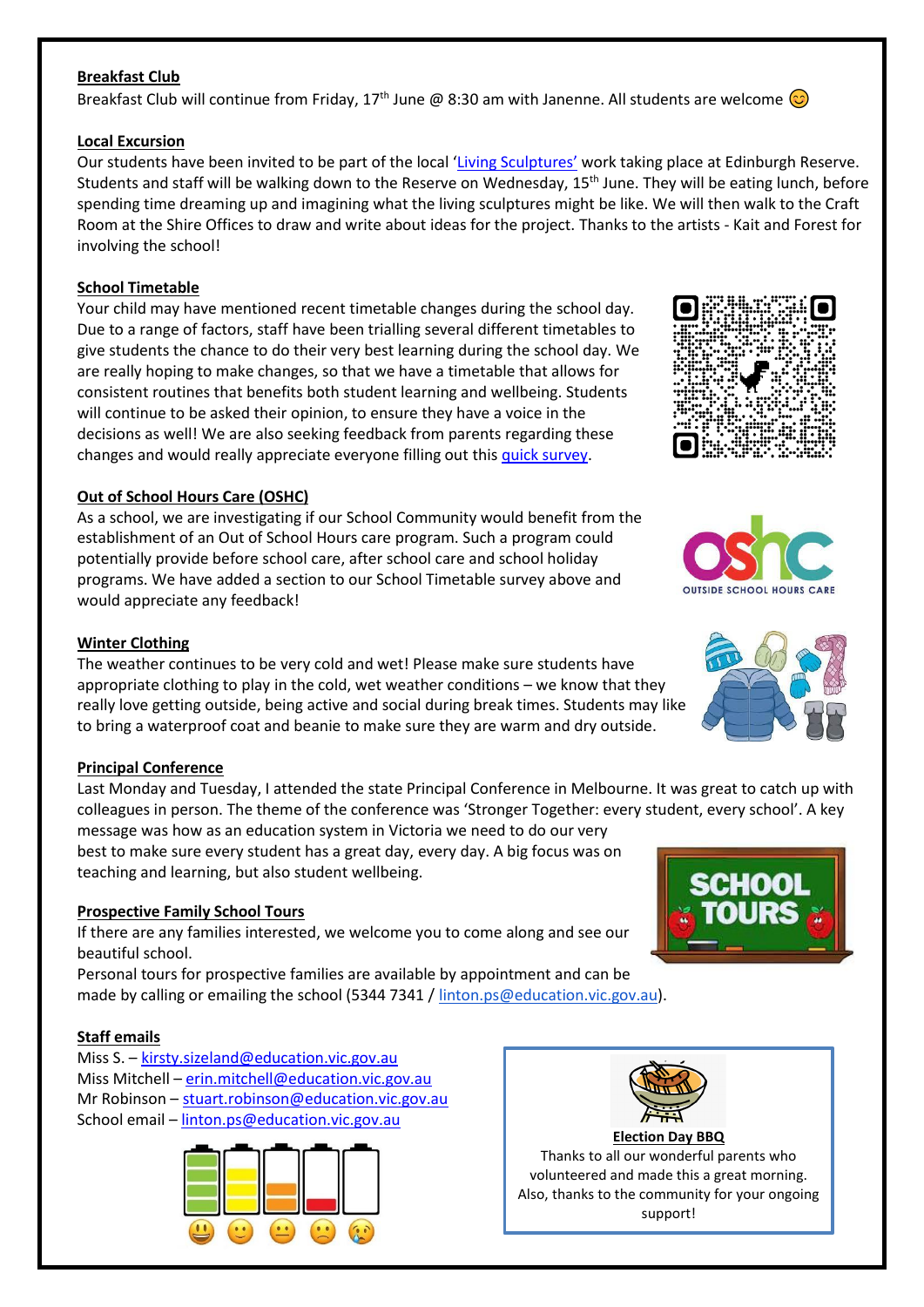## Breakfast Club

Breakfast Club will continue from Friday, 17th June @ 8:30 am with Janenne. All students are welcome 😊

## Local Excursion

Our students have been invited to be part of the local 'Living Sculptures' work taking place at Edinburgh Reserve. Students and staff will be walking down to the Reserve on Wednesday, 15th June. They will be eating lunch, before spending time dreaming up and imagining what the living sculptures might be like. We will then walk to the Craft Room at the Shire Offices to draw and write about ideas for the project. Thanks to the artists - Kait and Forest for involving the school!

## School Timetable

Your child may have mentioned recent timetable changes during the school day. Due to a range of factors, staff have been trialling several different timetables to give students the chance to do their very best learning during the school day. We are really hoping to make changes, so that we have a timetable that allows for consistent routines that benefits both student learning and wellbeing. Students will continue to be asked their opinion, to ensure they have a voice in the decisions as well! We are also seeking feedback from parents regarding these changes and would really appreciate everyone filling out this quick survey.

## Out of School Hours Care (OSHC)

As a school, we are investigating if our School Community would benefit from the establishment of an Out of School Hours care program. Such a program could potentially provide before school care, after school care and school holiday programs. We have added a section to our School Timetable survey above and would appreciate any feedback!

## Winter Clothing

The weather continues to be very cold and wet! Please make sure students have appropriate clothing to play in the cold, wet weather conditions – we know that they really love getting outside, being active and social during break times. Students may like to bring a waterproof coat and beanie to make sure they are warm and dry outside.

## Principal Conference

Last Monday and Tuesday, I attended the state Principal Conference in Melbourne. It was great to catch up with colleagues in person. The theme of the conference was 'Stronger Together: every student, every school'. A key message was how as an education system in Victoria we need to do our very best to make sure every student has a great day, every day. A big focus was on teaching and learning, but also student wellbeing.

## Prospective Family School Tours

If there are any families interested, we welcome you to come along and see our beautiful school.

Personal tours for prospective families are available by appointment and can be made by calling or emailing the school (5344 7341 / linton.ps@education.vic.gov.au).

## Staff emails

Miss S. – kirsty.sizeland@education.vic.gov.au
Miss Mitchell – erin.mitchell@education.vic.gov.au
Mr Robinson – stuart.robinson@education.vic.gov.au
School email – linton.ps@education.vic.gov.au

## Election Day BBQ

Thanks to all our wonderful parents who volunteered and made this a great morning. Also, thanks to the community for your ongoing support!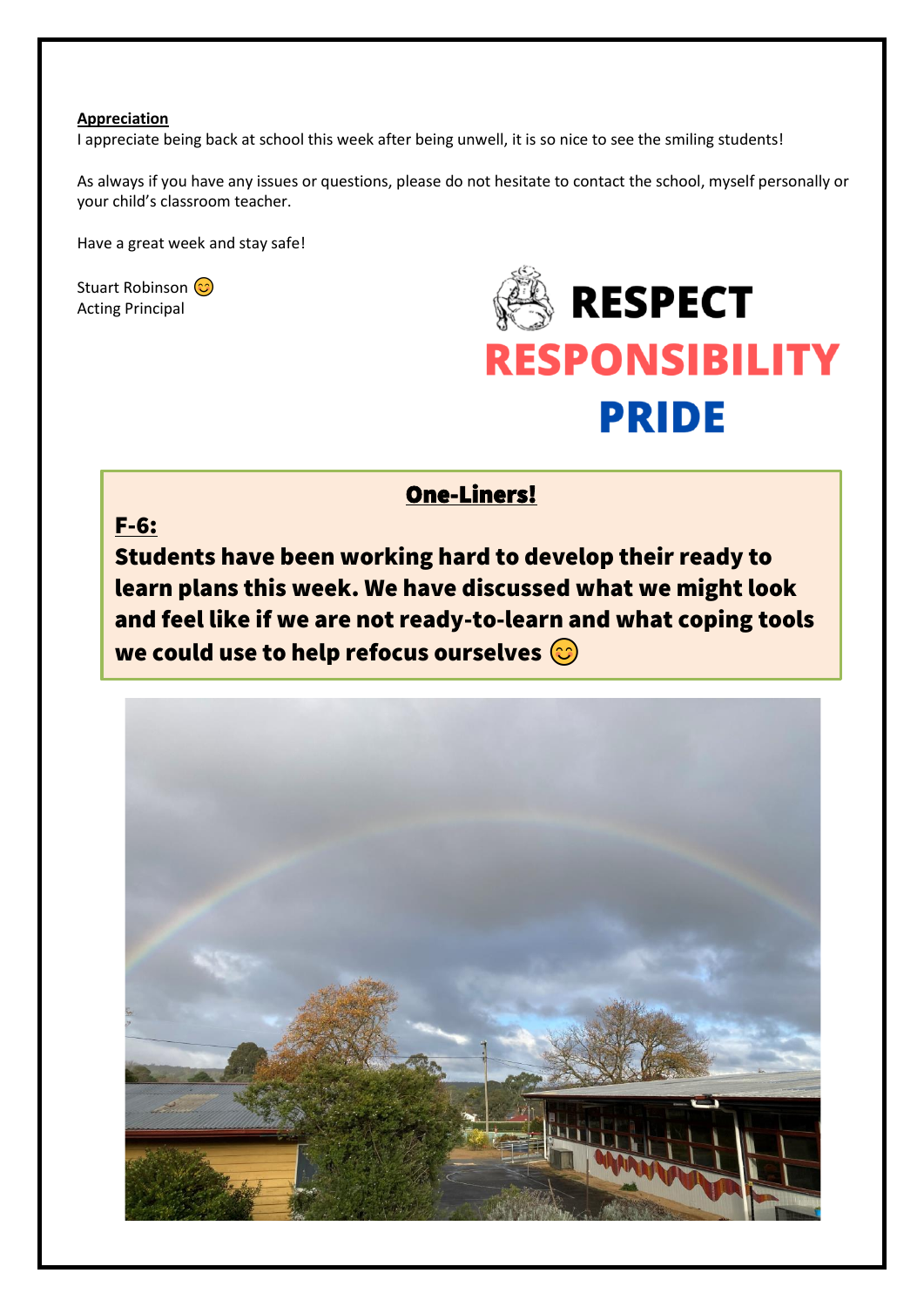**Appreciation**

I appreciate being back at school this week after being unwell, it is so nice to see the smiling students!

As always if you have any issues or questions, please do not hesitate to contact the school, myself personally or your child's classroom teacher.

Have a great week and stay safe!

Stuart Robinson 😊
Acting Principal

**RESPECT**
**RESPONSIBILITY**
**PRIDE**

## One-Liners!

**F-6:**

**Students have been working hard to develop their ready to learn plans this week. We have discussed what we might look and feel like if we are not ready-to-learn and what coping tools we could use to help refocus ourselves 😊**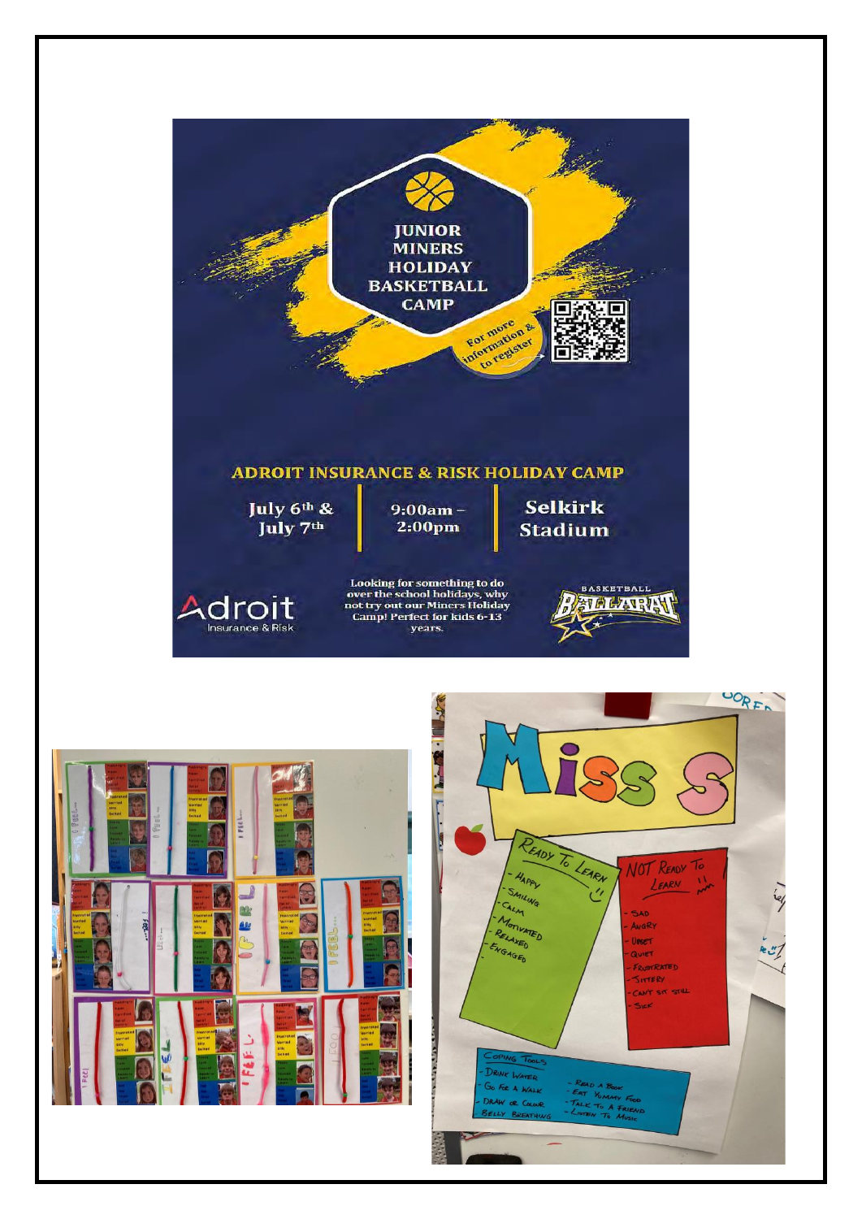JUNIOR MINERS HOLIDAY BASKETBALL CAMP

For more information & to register

ADROIT INSURANCE & RISK HOLIDAY CAMP

July 6th & July 7th

9:00am – 2:00pm

Selkirk Stadium

Looking for something to do over the school holidays, why not try out our Miners Holiday Camp! Perfect for kids 6-13 years.

Adroit Insurance & Risk

Basketball Ballarat

Miss S

Ready To Learn

- Happy
- Smiling
- Calm
- Motivated
- Relaxed
- Engaged

Not Ready To Learn

- Sad
- Angry
- Upset
- Quiet
- Frustrated
- Jittery
- Can't sit still
- Sick

Coping Tools

- Drink Water
- Go for a walk
- Draw or Colour
- Belly Breathing
- Read a Book
- Eat Yummy Food
- Talk to a Friend
- Listen to Music